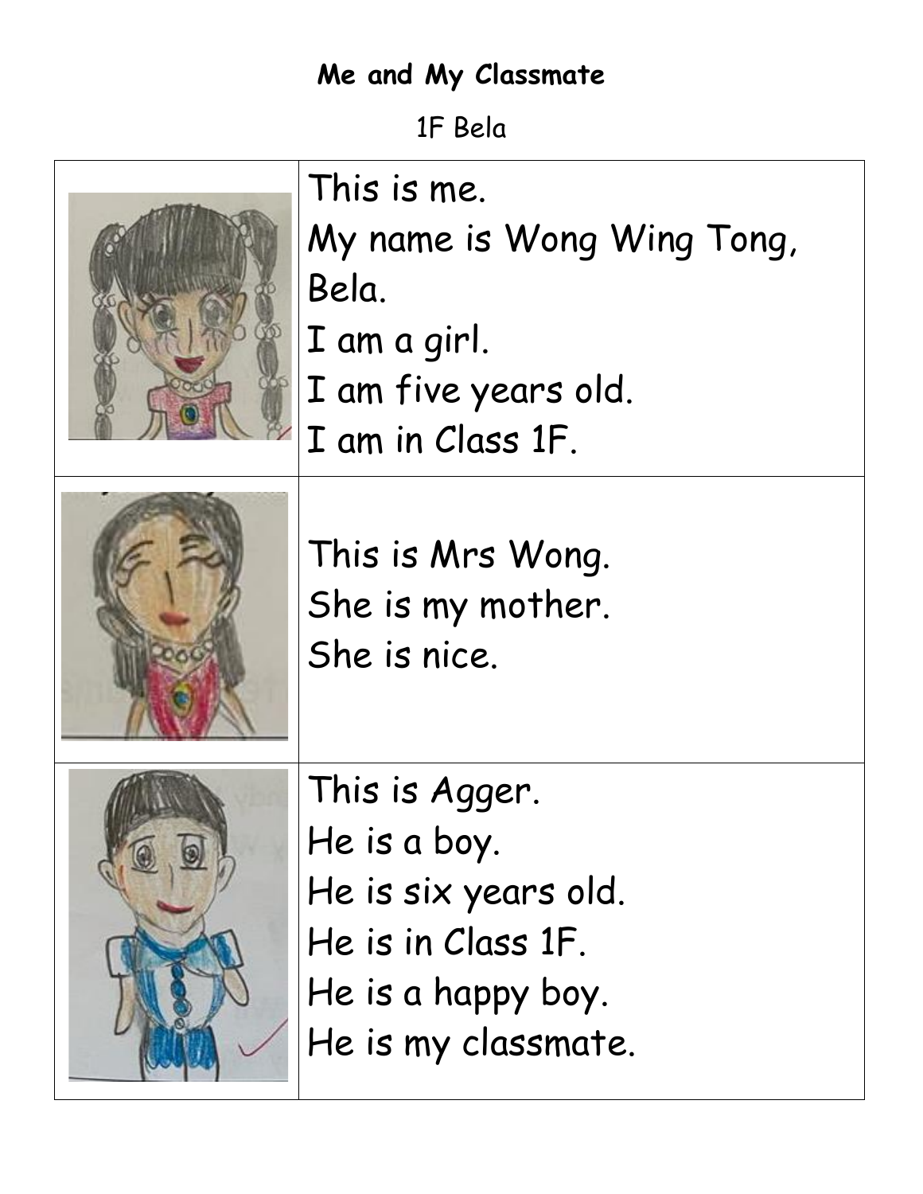**Me and My Classmate**

1F Bela

| | |
|---|---|
| | This is me.<br>My name is Wong Wing Tong, Bela.<br>I am a girl.<br>I am five years old.<br>I am in Class 1F. |
| | This is Mrs Wong.<br>She is my mother.<br>She is nice. |
| | This is Agger.<br>He is a boy.<br>He is six years old.<br>He is in Class 1F.<br>He is a happy boy.<br>He is my classmate. |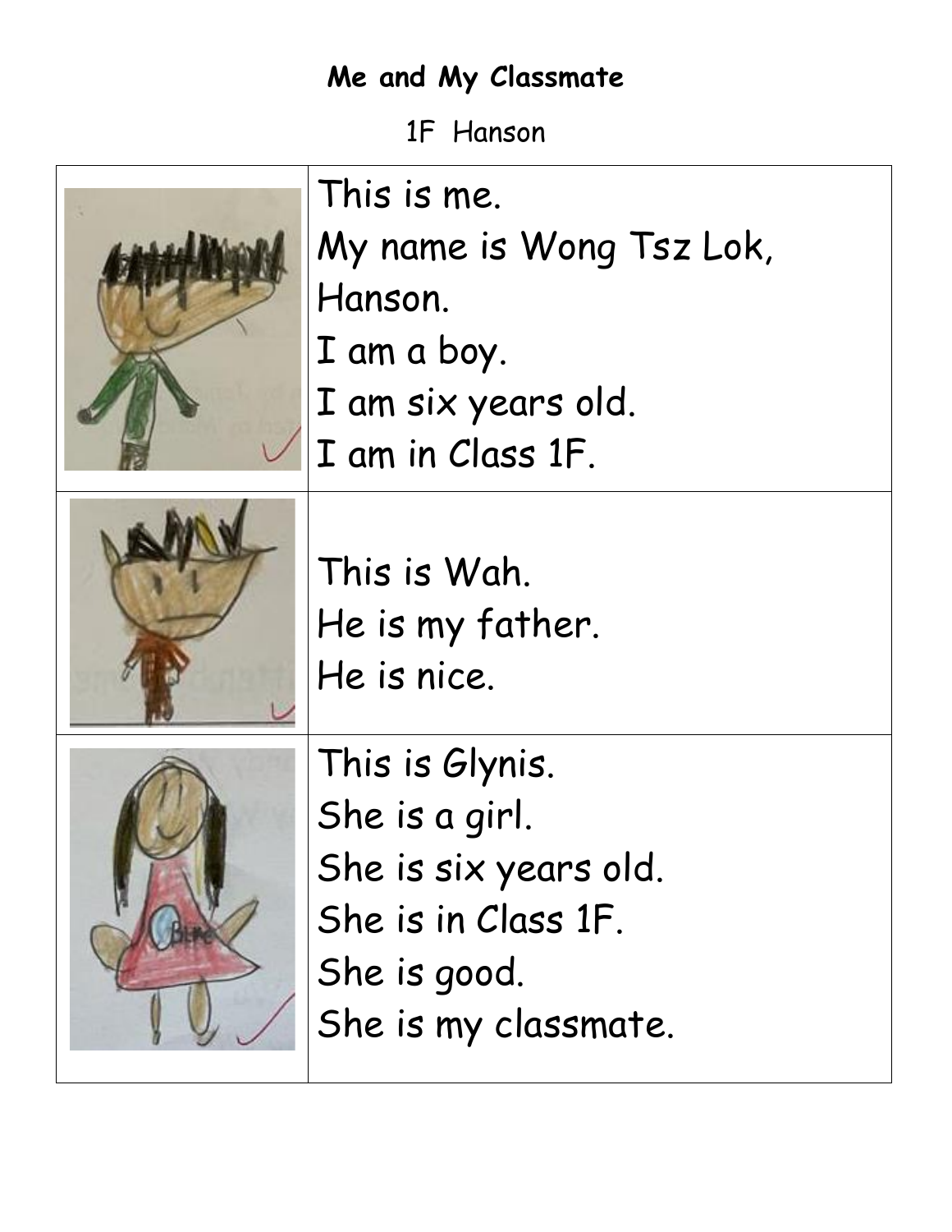**Me and My Classmate**

1F Hanson

| | |
|---|---|
| | This is me.<br>My name is Wong Tsz Lok, Hanson.<br>I am a boy.<br>I am six years old.<br>I am in Class 1F. |
| | This is Wah.<br>He is my father.<br>He is nice. |
| | This is Glynis.<br>She is a girl.<br>She is six years old.<br>She is in Class 1F.<br>She is good.<br>She is my classmate. |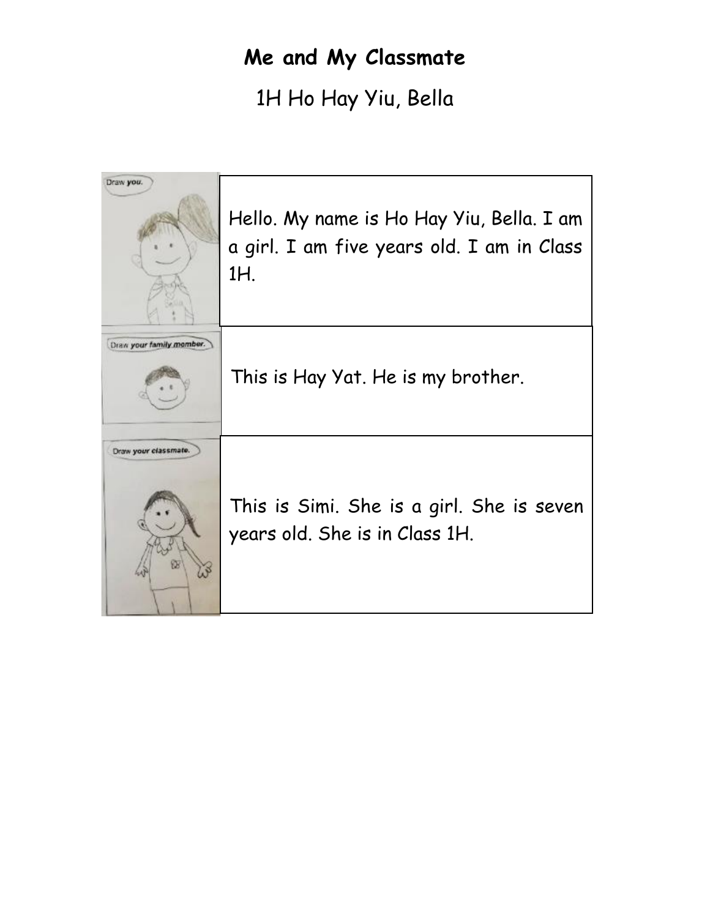# Me and My Classmate

1H Ho Hay Yiu, Bella

| Draw you. | Hello. My name is Ho Hay Yiu, Bella. I am a girl. I am five years old. I am in Class 1H. |
|---|---|
| Draw your family member. | This is Hay Yat. He is my brother. |
| Draw your classmate. | This is Simi. She is a girl. She is seven years old. She is in Class 1H. |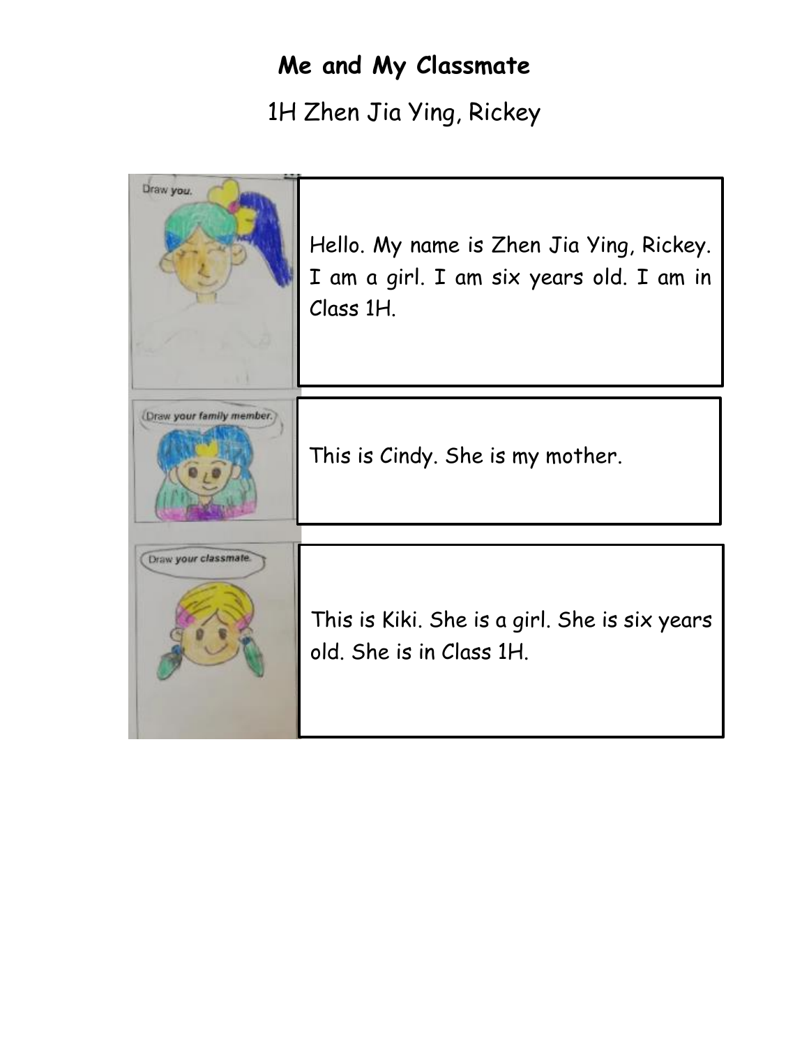# Me and My Classmate

1H Zhen Jia Ying, Rickey

Hello. My name is Zhen Jia Ying, Rickey. I am a girl. I am six years old. I am in Class 1H.

This is Cindy. She is my mother.

This is Kiki. She is a girl. She is six years old. She is in Class 1H.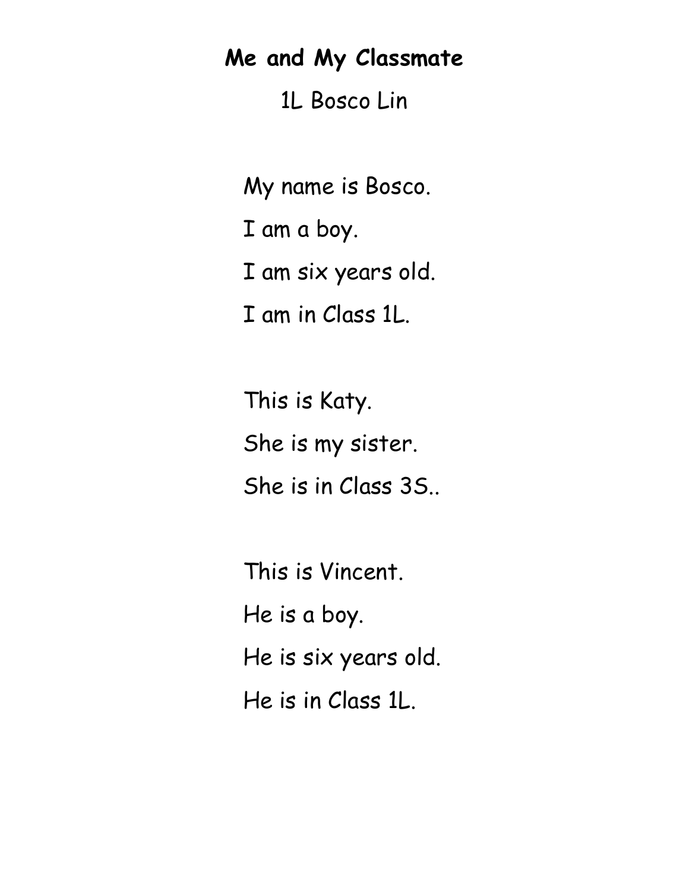# Me and My Classmate

1L Bosco Lin

My name is Bosco.

I am a boy.

I am six years old.

I am in Class 1L.

This is Katy.

She is my sister.

She is in Class 3S..

This is Vincent.

He is a boy.

He is six years old.

He is in Class 1L.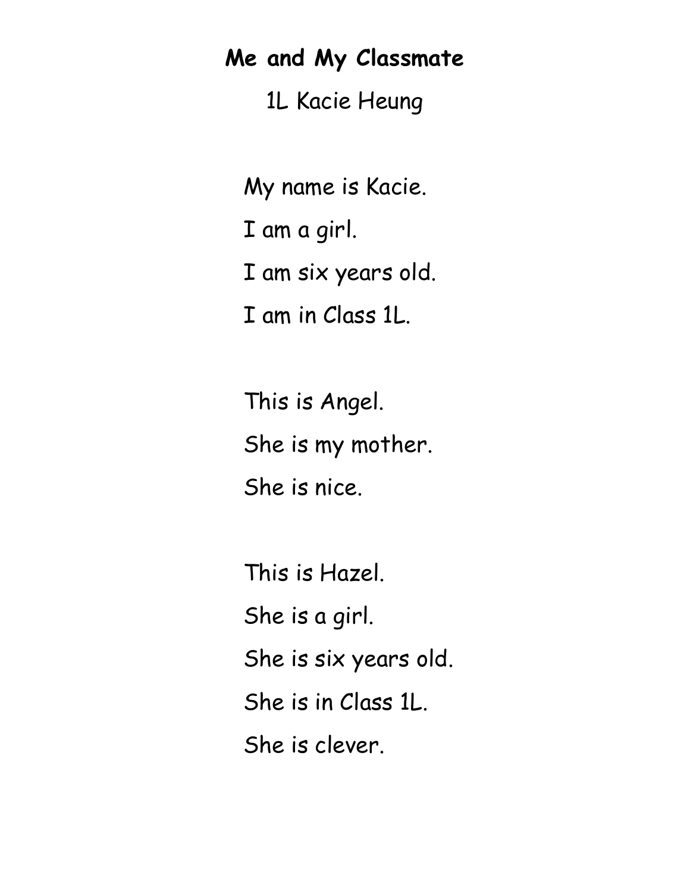# Me and My Classmate

1L Kacie Heung

My name is Kacie.
I am a girl.
I am six years old.
I am in Class 1L.

This is Angel.
She is my mother.
She is nice.

This is Hazel.
She is a girl.
She is six years old.
She is in Class 1L.
She is clever.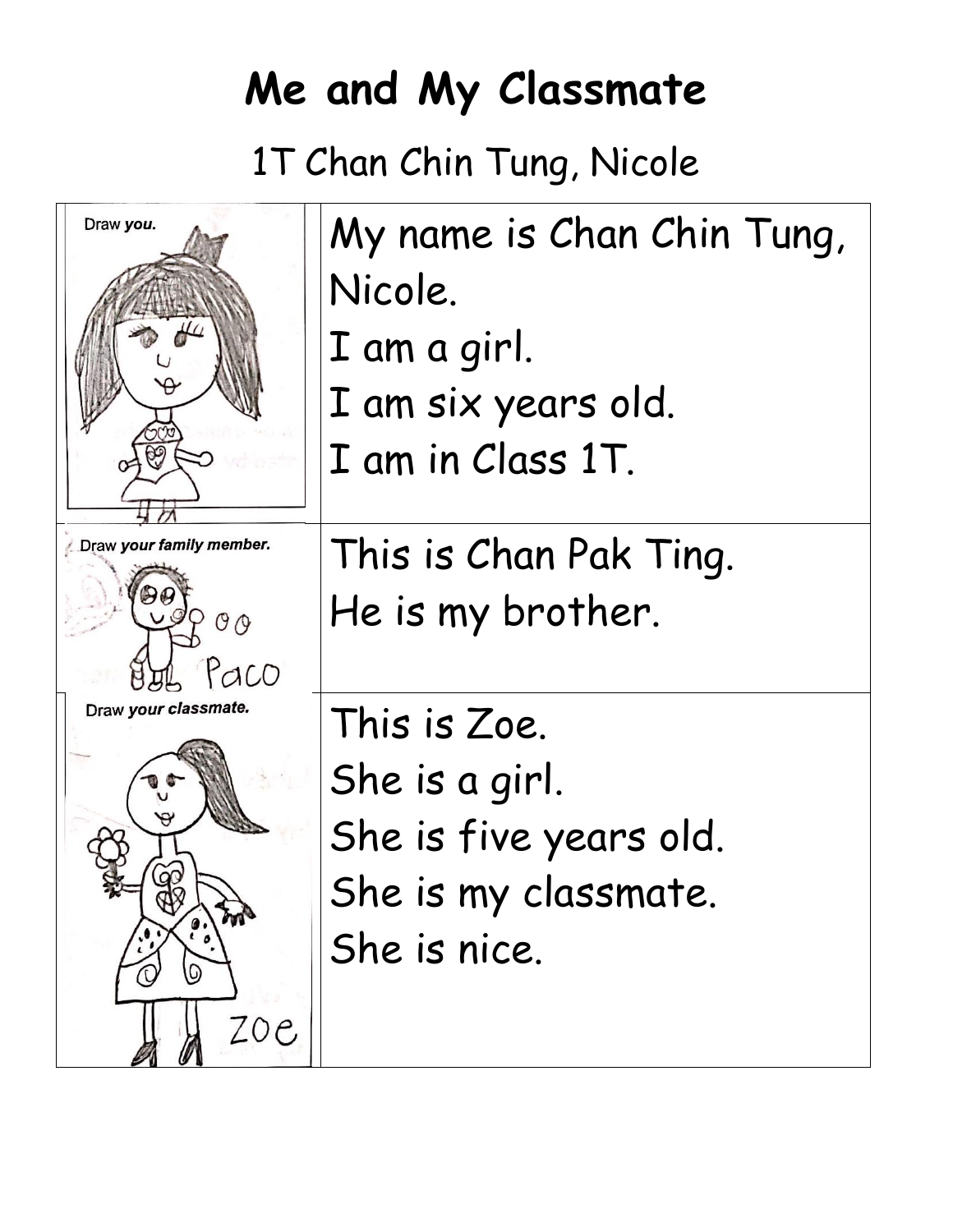# Me and My Classmate

1T Chan Chin Tung, Nicole

| Draw *you.* | My name is Chan Chin Tung, Nicole.<br>I am a girl.<br>I am six years old.<br>I am in Class 1T. |
|---|---|
| Draw *your family member.*<br>Paco | This is Chan Pak Ting.<br>He is my brother. |
| Draw *your classmate.*<br>Zoe | This is Zoe.<br>She is a girl.<br>She is five years old.<br>She is my classmate.<br>She is nice. |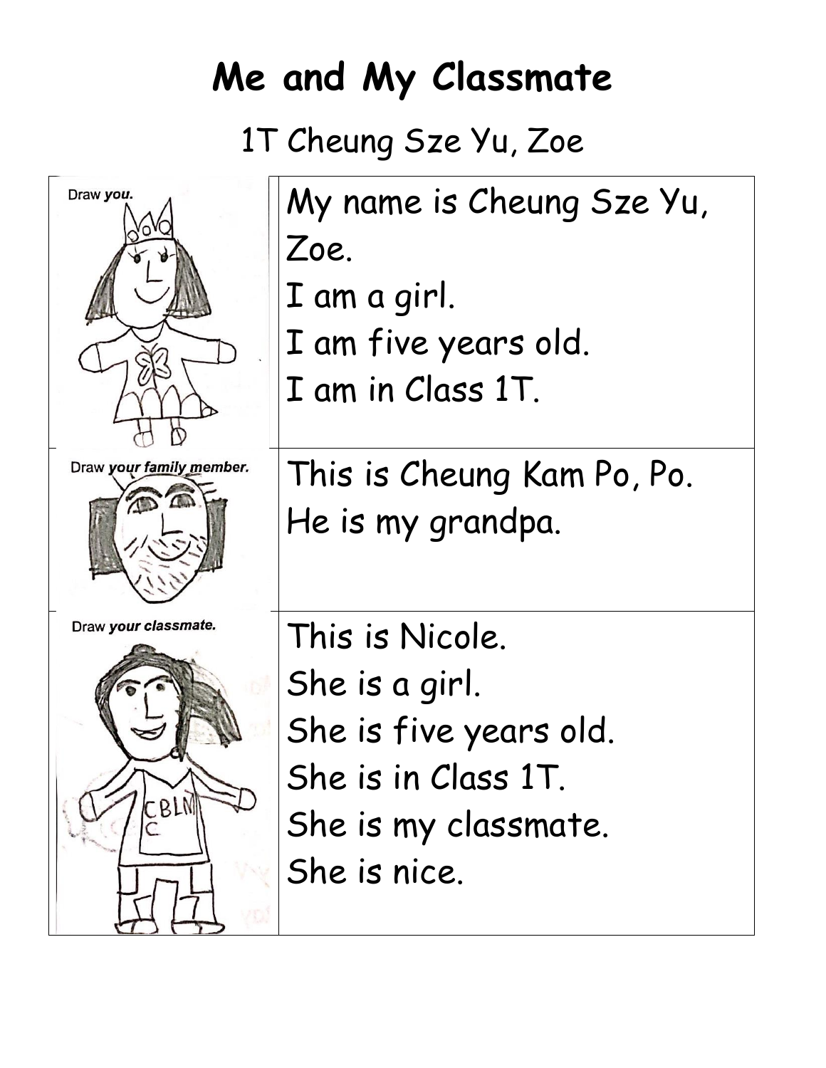# Me and My Classmate

1T Cheung Sze Yu, Zoe

| Draw *you*. | My name is Cheung Sze Yu, Zoe.<br>I am a girl.<br>I am five years old.<br>I am in Class 1T. |
|---|---|
| Draw *your family member.* | This is Cheung Kam Po, Po.<br>He is my grandpa. |
| Draw *your classmate.* | This is Nicole.<br>She is a girl.<br>She is five years old.<br>She is in Class 1T.<br>She is my classmate.<br>She is nice. |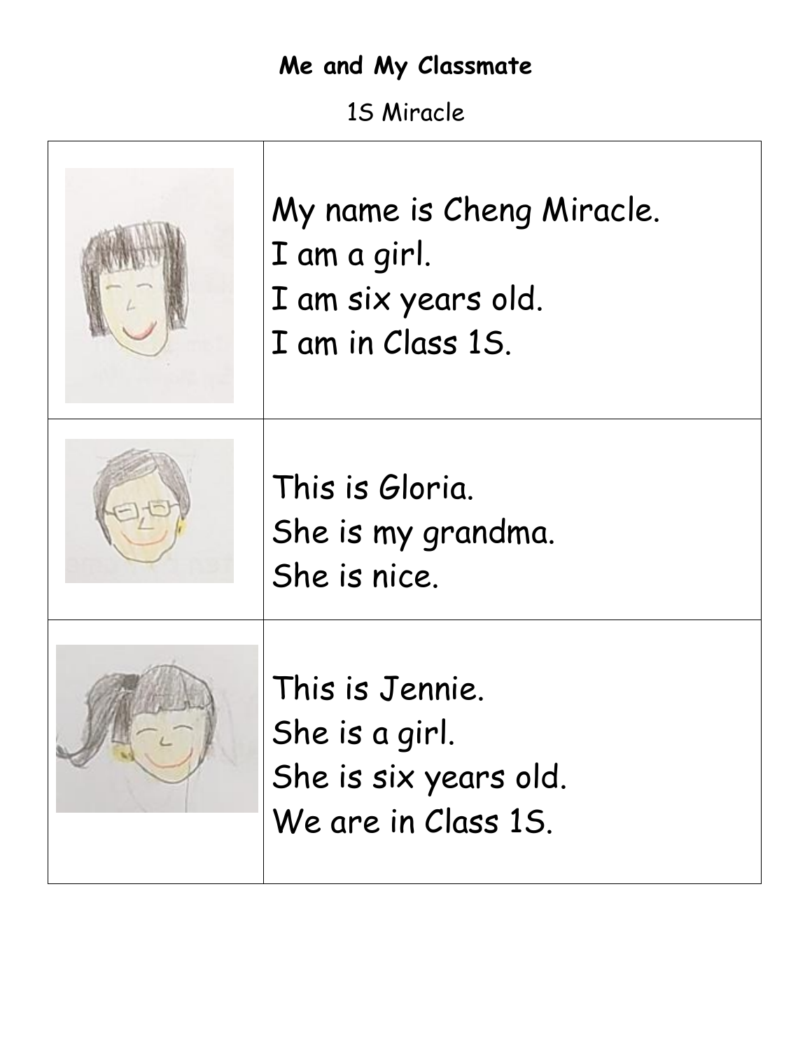**Me and My Classmate**

1S Miracle

| | |
|---|---|
| | My name is Cheng Miracle.<br>I am a girl.<br>I am six years old.<br>I am in Class 1S. |
| | This is Gloria.<br>She is my grandma.<br>She is nice. |
| | This is Jennie.<br>She is a girl.<br>She is six years old.<br>We are in Class 1S. |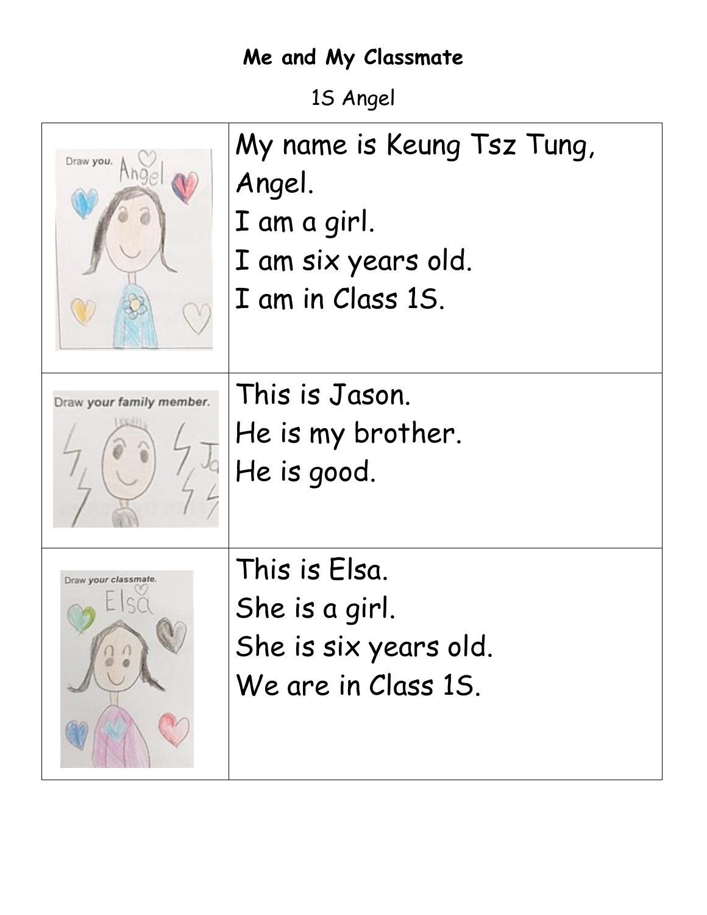**Me and My Classmate**

1S Angel

| | |
|---|---|
| Draw you. Angel | My name is Keung Tsz Tung, Angel.<br>I am a girl.<br>I am six years old.<br>I am in Class 1S. |
| Draw your family member. | This is Jason.<br>He is my brother.<br>He is good. |
| Draw your classmate. Elsa | This is Elsa.<br>She is a girl.<br>She is six years old.<br>We are in Class 1S. |